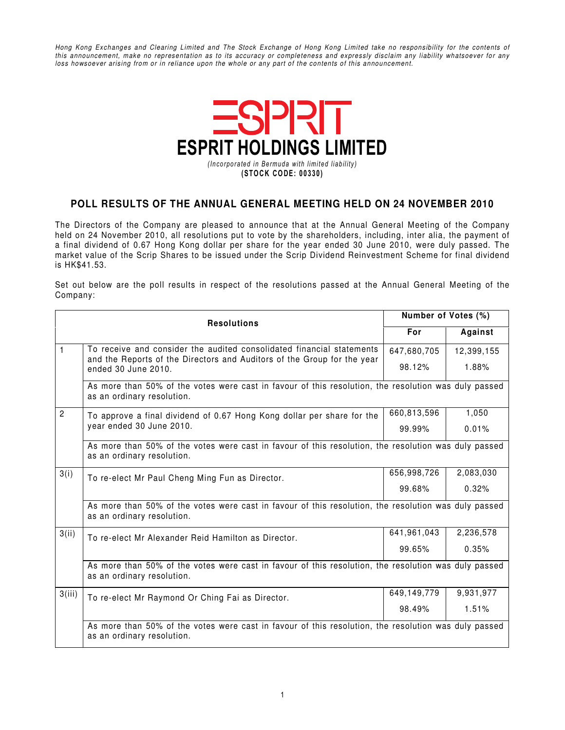*Hong Kong Exchanges and Clearing Limited and The Stock Exchange of Hong Kong Limited take no responsibility for the contents of this announcement, make no representation as to its accuracy or completeness and expressly disclaim any liability whatsoever for any loss howsoever arising from or in reliance upon the whole or any part of the contents of this announcement.*

# ESPRIT HOLDINGS LIMITED

*(Incorporated in Bermuda with limited liability)*

**(STOCK CODE: 00330)**

## POLL RESULTS OF THE ANNUAL GENERAL MEETING HELD ON 24 NOVEMBER 2010

The Directors of the Company are pleased to announce that at the Annual General Meeting of the Company held on 24 November 2010, all resolutions put to vote by the shareholders, including, inter alia, the payment of a final dividend of 0.67 Hong Kong dollar per share for the year ended 30 June 2010, were duly passed. The market value of the Scrip Shares to be issued under the Scrip Dividend Reinvestment Scheme for final dividend is HK$41.53.

Set out below are the poll results in respect of the resolutions passed at the Annual General Meeting of the Company:

| Resolutions | | Number of Votes (%) | |
|---|---|---|---|
| | | **For** | **Against** |
| 1 | To receive and consider the audited consolidated financial statements and the Reports of the Directors and Auditors of the Group for the year ended 30 June 2010. | 647,680,705<br>98.12% | 12,399,155<br>1.88% |
| | As more than 50% of the votes were cast in favour of this resolution, the resolution was duly passed as an ordinary resolution. | | |
| 2 | To approve a final dividend of 0.67 Hong Kong dollar per share for the year ended 30 June 2010. | 660,813,596<br>99.99% | 1,050<br>0.01% |
| | As more than 50% of the votes were cast in favour of this resolution, the resolution was duly passed as an ordinary resolution. | | |
| 3(i) | To re-elect Mr Paul Cheng Ming Fun as Director. | 656,998,726<br>99.68% | 2,083,030<br>0.32% |
| | As more than 50% of the votes were cast in favour of this resolution, the resolution was duly passed as an ordinary resolution. | | |
| 3(ii) | To re-elect Mr Alexander Reid Hamilton as Director. | 641,961,043<br>99.65% | 2,236,578<br>0.35% |
| | As more than 50% of the votes were cast in favour of this resolution, the resolution was duly passed as an ordinary resolution. | | |
| 3(iii) | To re-elect Mr Raymond Or Ching Fai as Director. | 649,149,779<br>98.49% | 9,931,977<br>1.51% |
| | As more than 50% of the votes were cast in favour of this resolution, the resolution was duly passed as an ordinary resolution. | | |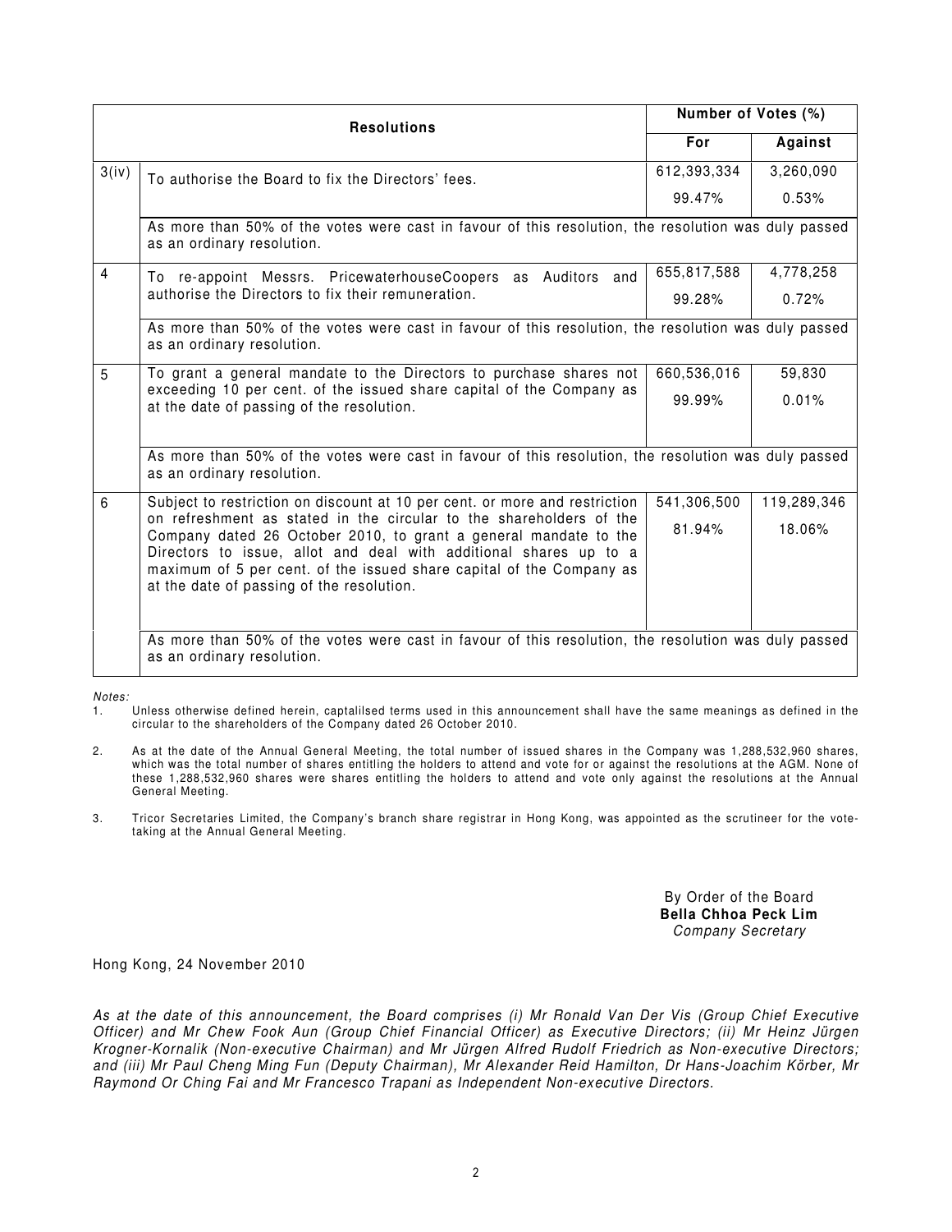| Resolutions | | Number of Votes (%) | |
|---|---|---|---|
| | | For | Against |
| 3(iv) | To authorise the Board to fix the Directors' fees. | 612,393,334<br>99.47% | 3,260,090<br>0.53% |
| | As more than 50% of the votes were cast in favour of this resolution, the resolution was duly passed as an ordinary resolution. | | |
| 4 | To re-appoint Messrs. PricewaterhouseCoopers as Auditors and authorise the Directors to fix their remuneration. | 655,817,588<br>99.28% | 4,778,258<br>0.72% |
| | As more than 50% of the votes were cast in favour of this resolution, the resolution was duly passed as an ordinary resolution. | | |
| 5 | To grant a general mandate to the Directors to purchase shares not exceeding 10 per cent. of the issued share capital of the Company as at the date of passing of the resolution. | 660,536,016<br>99.99% | 59,830<br>0.01% |
| | As more than 50% of the votes were cast in favour of this resolution, the resolution was duly passed as an ordinary resolution. | | |
| 6 | Subject to restriction on discount at 10 per cent. or more and restriction on refreshment as stated in the circular to the shareholders of the Company dated 26 October 2010, to grant a general mandate to the Directors to issue, allot and deal with additional shares up to a maximum of 5 per cent. of the issued share capital of the Company as at the date of passing of the resolution. | 541,306,500<br>81.94% | 119,289,346<br>18.06% |
| | As more than 50% of the votes were cast in favour of this resolution, the resolution was duly passed as an ordinary resolution. | | |

*Notes:*

1. Unless otherwise defined herein, captalilsed terms used in this announcement shall have the same meanings as defined in the circular to the shareholders of the Company dated 26 October 2010.

2. As at the date of the Annual General Meeting, the total number of issued shares in the Company was 1,288,532,960 shares, which was the total number of shares entitling the holders to attend and vote for or against the resolutions at the AGM. None of these 1,288,532,960 shares were shares entitling the holders to attend and vote only against the resolutions at the Annual General Meeting.

3. Tricor Secretaries Limited, the Company's branch share registrar in Hong Kong, was appointed as the scrutineer for the vote-taking at the Annual General Meeting.

By Order of the Board
**Bella Chhoa Peck Lim**
*Company Secretary*

Hong Kong, 24 November 2010

*As at the date of this announcement, the Board comprises (i) Mr Ronald Van Der Vis (Group Chief Executive Officer) and Mr Chew Fook Aun (Group Chief Financial Officer) as Executive Directors; (ii) Mr Heinz Jürgen Krogner-Kornalik (Non-executive Chairman) and Mr Jürgen Alfred Rudolf Friedrich as Non-executive Directors; and (iii) Mr Paul Cheng Ming Fun (Deputy Chairman), Mr Alexander Reid Hamilton, Dr Hans-Joachim Körber, Mr Raymond Or Ching Fai and Mr Francesco Trapani as Independent Non-executive Directors.*